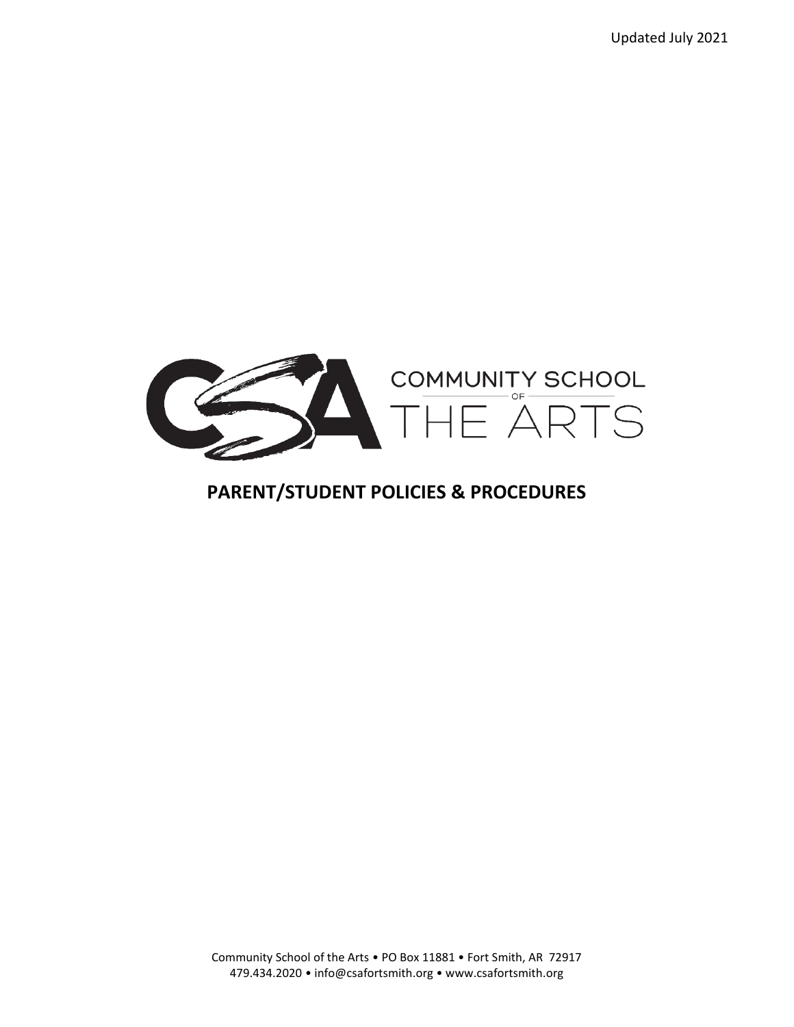Updated July 2021

COMMUNITY SCHOOL OF THE ARTS

# PARENT/STUDENT POLICIES & PROCEDURES

Community School of the Arts • PO Box 11881 • Fort Smith, AR 72917
479.434.2020 • info@csafortsmith.org • www.csafortsmith.org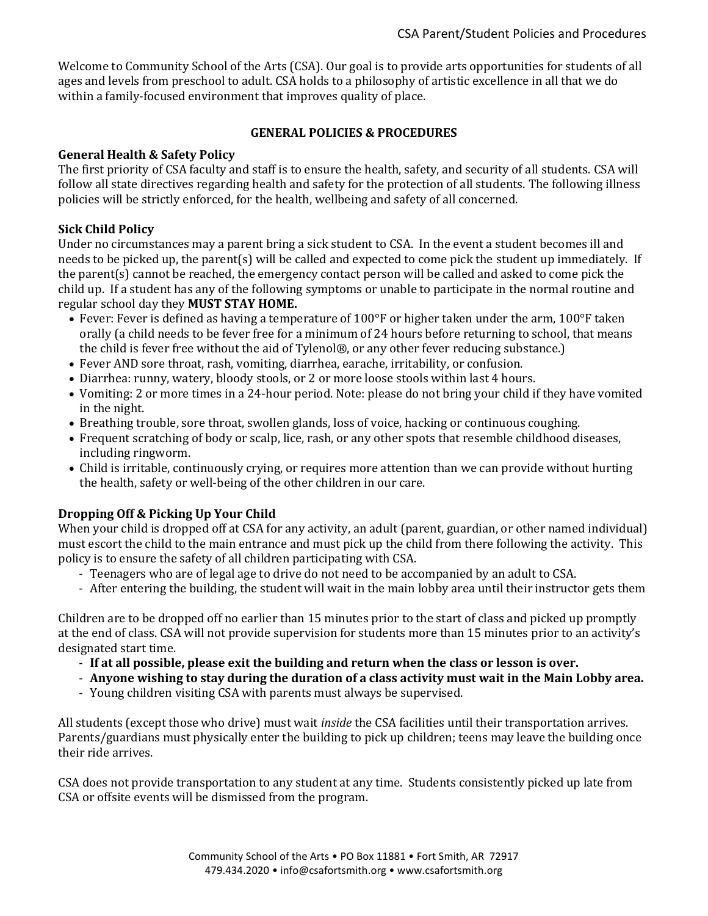Welcome to Community School of the Arts (CSA). Our goal is to provide arts opportunities for students of all ages and levels from preschool to adult. CSA holds to a philosophy of artistic excellence in all that we do within a family-focused environment that improves quality of place.

## GENERAL POLICIES & PROCEDURES

### General Health & Safety Policy

The first priority of CSA faculty and staff is to ensure the health, safety, and security of all students. CSA will follow all state directives regarding health and safety for the protection of all students. The following illness policies will be strictly enforced, for the health, wellbeing and safety of all concerned.

### Sick Child Policy

Under no circumstances may a parent bring a sick student to CSA. In the event a student becomes ill and needs to be picked up, the parent(s) will be called and expected to come pick the student up immediately. If the parent(s) cannot be reached, the emergency contact person will be called and asked to come pick the child up. If a student has any of the following symptoms or unable to participate in the normal routine and regular school day they **MUST STAY HOME.**

- Fever: Fever is defined as having a temperature of 100°F or higher taken under the arm, 100°F taken orally (a child needs to be fever free for a minimum of 24 hours before returning to school, that means the child is fever free without the aid of Tylenol®, or any other fever reducing substance.)
- Fever AND sore throat, rash, vomiting, diarrhea, earache, irritability, or confusion.
- Diarrhea: runny, watery, bloody stools, or 2 or more loose stools within last 4 hours.
- Vomiting: 2 or more times in a 24-hour period. Note: please do not bring your child if they have vomited in the night.
- Breathing trouble, sore throat, swollen glands, loss of voice, hacking or continuous coughing.
- Frequent scratching of body or scalp, lice, rash, or any other spots that resemble childhood diseases, including ringworm.
- Child is irritable, continuously crying, or requires more attention than we can provide without hurting the health, safety or well-being of the other children in our care.

### Dropping Off & Picking Up Your Child

When your child is dropped off at CSA for any activity, an adult (parent, guardian, or other named individual) must escort the child to the main entrance and must pick up the child from there following the activity. This policy is to ensure the safety of all children participating with CSA.

- Teenagers who are of legal age to drive do not need to be accompanied by an adult to CSA.
- After entering the building, the student will wait in the main lobby area until their instructor gets them

Children are to be dropped off no earlier than 15 minutes prior to the start of class and picked up promptly at the end of class. CSA will not provide supervision for students more than 15 minutes prior to an activity's designated start time.

- **If at all possible, please exit the building and return when the class or lesson is over.**
- **Anyone wishing to stay during the duration of a class activity must wait in the Main Lobby area.**
- Young children visiting CSA with parents must always be supervised.

All students (except those who drive) must wait *inside* the CSA facilities until their transportation arrives. Parents/guardians must physically enter the building to pick up children; teens may leave the building once their ride arrives.

CSA does not provide transportation to any student at any time. Students consistently picked up late from CSA or offsite events will be dismissed from the program.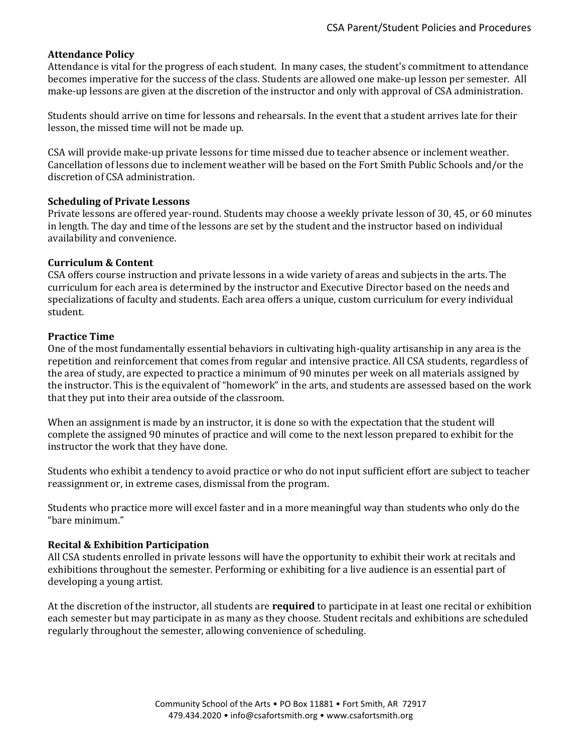**Attendance Policy**

Attendance is vital for the progress of each student. In many cases, the student's commitment to attendance becomes imperative for the success of the class. Students are allowed one make-up lesson per semester. All make-up lessons are given at the discretion of the instructor and only with approval of CSA administration.

Students should arrive on time for lessons and rehearsals. In the event that a student arrives late for their lesson, the missed time will not be made up.

CSA will provide make-up private lessons for time missed due to teacher absence or inclement weather. Cancellation of lessons due to inclement weather will be based on the Fort Smith Public Schools and/or the discretion of CSA administration.

**Scheduling of Private Lessons**

Private lessons are offered year-round. Students may choose a weekly private lesson of 30, 45, or 60 minutes in length. The day and time of the lessons are set by the student and the instructor based on individual availability and convenience.

**Curriculum & Content**

CSA offers course instruction and private lessons in a wide variety of areas and subjects in the arts. The curriculum for each area is determined by the instructor and Executive Director based on the needs and specializations of faculty and students. Each area offers a unique, custom curriculum for every individual student.

**Practice Time**

One of the most fundamentally essential behaviors in cultivating high-quality artisanship in any area is the repetition and reinforcement that comes from regular and intensive practice. All CSA students, regardless of the area of study, are expected to practice a minimum of 90 minutes per week on all materials assigned by the instructor. This is the equivalent of "homework" in the arts, and students are assessed based on the work that they put into their area outside of the classroom.

When an assignment is made by an instructor, it is done so with the expectation that the student will complete the assigned 90 minutes of practice and will come to the next lesson prepared to exhibit for the instructor the work that they have done.

Students who exhibit a tendency to avoid practice or who do not input sufficient effort are subject to teacher reassignment or, in extreme cases, dismissal from the program.

Students who practice more will excel faster and in a more meaningful way than students who only do the "bare minimum."

**Recital & Exhibition Participation**

All CSA students enrolled in private lessons will have the opportunity to exhibit their work at recitals and exhibitions throughout the semester. Performing or exhibiting for a live audience is an essential part of developing a young artist.

At the discretion of the instructor, all students are **required** to participate in at least one recital or exhibition each semester but may participate in as many as they choose. Student recitals and exhibitions are scheduled regularly throughout the semester, allowing convenience of scheduling.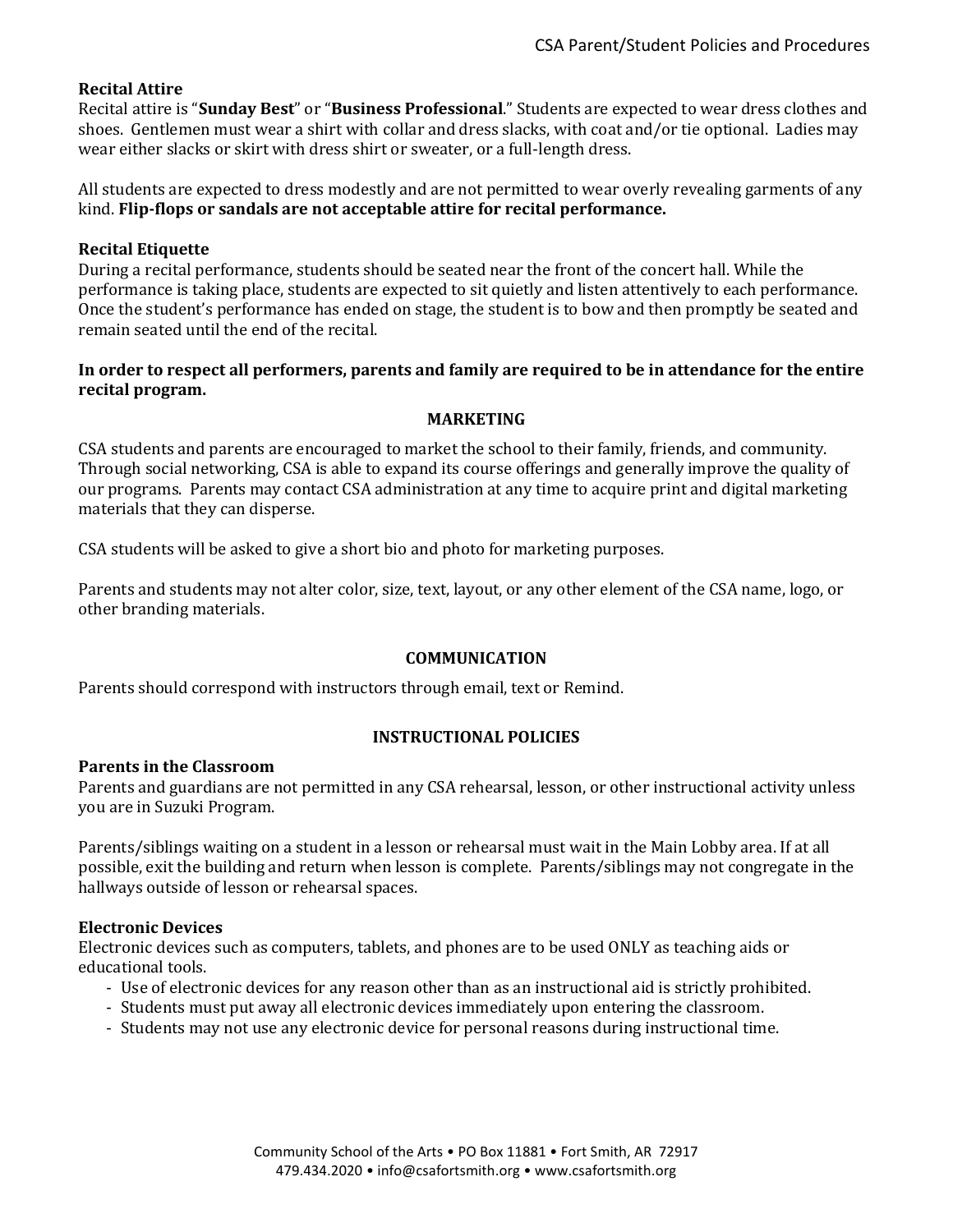### Recital Attire

Recital attire is "**Sunday Best**" or "**Business Professional**." Students are expected to wear dress clothes and shoes. Gentlemen must wear a shirt with collar and dress slacks, with coat and/or tie optional. Ladies may wear either slacks or skirt with dress shirt or sweater, or a full-length dress.

All students are expected to dress modestly and are not permitted to wear overly revealing garments of any kind. **Flip-flops or sandals are not acceptable attire for recital performance.**

### Recital Etiquette

During a recital performance, students should be seated near the front of the concert hall. While the performance is taking place, students are expected to sit quietly and listen attentively to each performance. Once the student's performance has ended on stage, the student is to bow and then promptly be seated and remain seated until the end of the recital.

**In order to respect all performers, parents and family are required to be in attendance for the entire recital program.**

## MARKETING

CSA students and parents are encouraged to market the school to their family, friends, and community. Through social networking, CSA is able to expand its course offerings and generally improve the quality of our programs. Parents may contact CSA administration at any time to acquire print and digital marketing materials that they can disperse.

CSA students will be asked to give a short bio and photo for marketing purposes.

Parents and students may not alter color, size, text, layout, or any other element of the CSA name, logo, or other branding materials.

## COMMUNICATION

Parents should correspond with instructors through email, text or Remind.

## INSTRUCTIONAL POLICIES

### Parents in the Classroom

Parents and guardians are not permitted in any CSA rehearsal, lesson, or other instructional activity unless you are in Suzuki Program.

Parents/siblings waiting on a student in a lesson or rehearsal must wait in the Main Lobby area. If at all possible, exit the building and return when lesson is complete. Parents/siblings may not congregate in the hallways outside of lesson or rehearsal spaces.

### Electronic Devices

Electronic devices such as computers, tablets, and phones are to be used ONLY as teaching aids or educational tools.

- Use of electronic devices for any reason other than as an instructional aid is strictly prohibited.
- Students must put away all electronic devices immediately upon entering the classroom.
- Students may not use any electronic device for personal reasons during instructional time.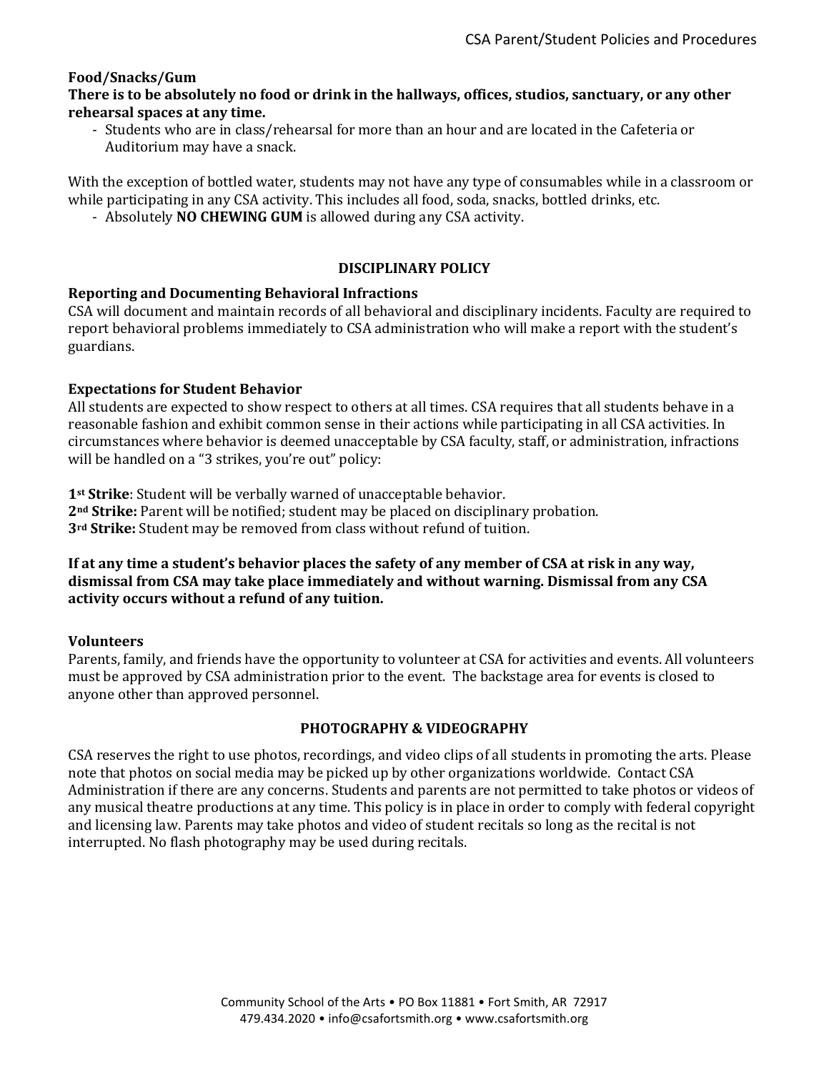**Food/Snacks/Gum**

**There is to be absolutely no food or drink in the hallways, offices, studios, sanctuary, or any other rehearsal spaces at any time.**

- Students who are in class/rehearsal for more than an hour and are located in the Cafeteria or Auditorium may have a snack.

With the exception of bottled water, students may not have any type of consumables while in a classroom or while participating in any CSA activity. This includes all food, soda, snacks, bottled drinks, etc.

- Absolutely **NO CHEWING GUM** is allowed during any CSA activity.

## DISCIPLINARY POLICY

**Reporting and Documenting Behavioral Infractions**

CSA will document and maintain records of all behavioral and disciplinary incidents. Faculty are required to report behavioral problems immediately to CSA administration who will make a report with the student's guardians.

**Expectations for Student Behavior**

All students are expected to show respect to others at all times. CSA requires that all students behave in a reasonable fashion and exhibit common sense in their actions while participating in all CSA activities. In circumstances where behavior is deemed unacceptable by CSA faculty, staff, or administration, infractions will be handled on a "3 strikes, you're out" policy:

**1st Strike**: Student will be verbally warned of unacceptable behavior.
**2nd Strike:** Parent will be notified; student may be placed on disciplinary probation.
**3rd Strike:** Student may be removed from class without refund of tuition.

**If at any time a student's behavior places the safety of any member of CSA at risk in any way, dismissal from CSA may take place immediately and without warning. Dismissal from any CSA activity occurs without a refund of any tuition.**

**Volunteers**

Parents, family, and friends have the opportunity to volunteer at CSA for activities and events. All volunteers must be approved by CSA administration prior to the event. The backstage area for events is closed to anyone other than approved personnel.

## PHOTOGRAPHY & VIDEOGRAPHY

CSA reserves the right to use photos, recordings, and video clips of all students in promoting the arts. Please note that photos on social media may be picked up by other organizations worldwide. Contact CSA Administration if there are any concerns. Students and parents are not permitted to take photos or videos of any musical theatre productions at any time. This policy is in place in order to comply with federal copyright and licensing law. Parents may take photos and video of student recitals so long as the recital is not interrupted. No flash photography may be used during recitals.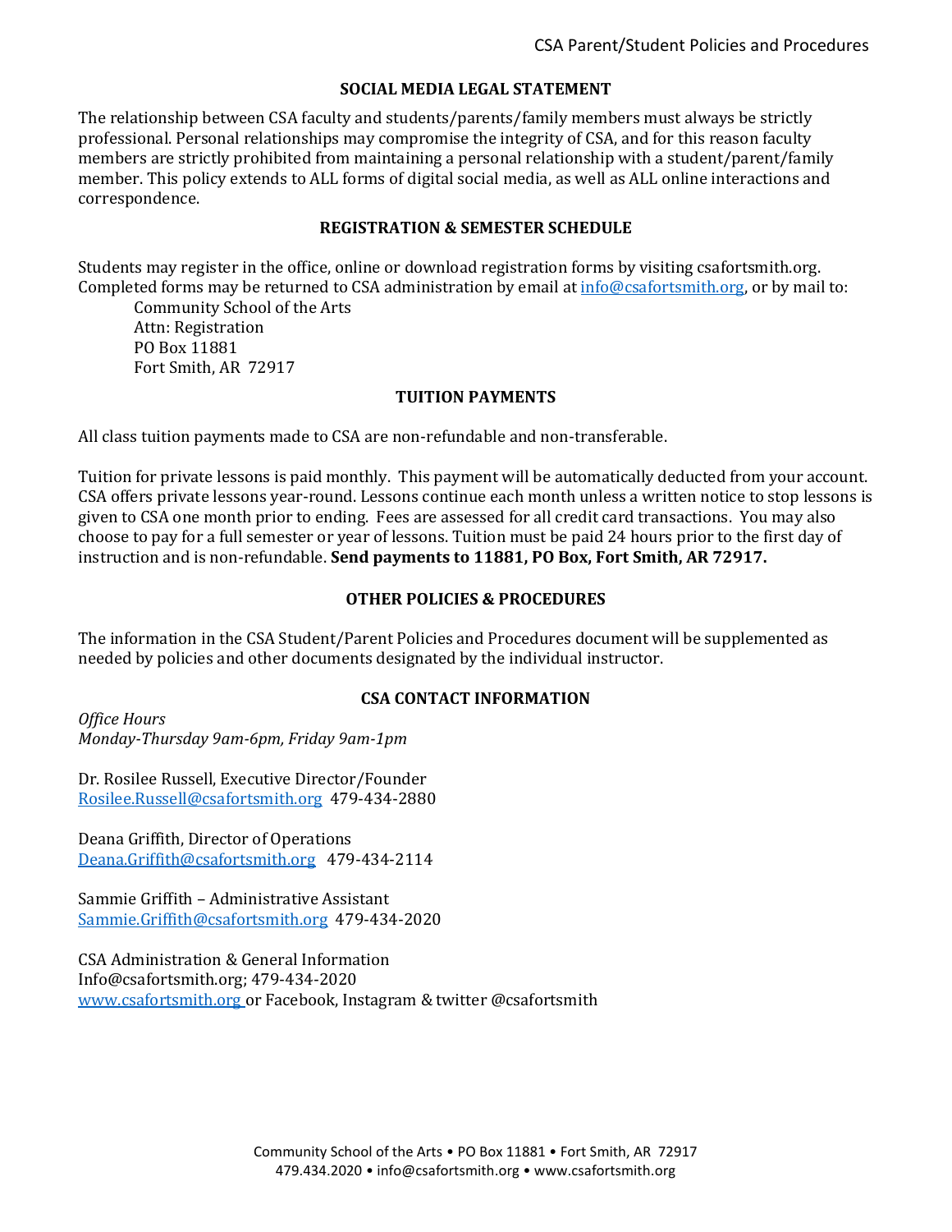## SOCIAL MEDIA LEGAL STATEMENT

The relationship between CSA faculty and students/parents/family members must always be strictly professional. Personal relationships may compromise the integrity of CSA, and for this reason faculty members are strictly prohibited from maintaining a personal relationship with a student/parent/family member. This policy extends to ALL forms of digital social media, as well as ALL online interactions and correspondence.

## REGISTRATION & SEMESTER SCHEDULE

Students may register in the office, online or download registration forms by visiting csafortsmith.org. Completed forms may be returned to CSA administration by email at info@csafortsmith.org, or by mail to:

Community School of the Arts
Attn: Registration
PO Box 11881
Fort Smith, AR 72917

## TUITION PAYMENTS

All class tuition payments made to CSA are non-refundable and non-transferable.

Tuition for private lessons is paid monthly. This payment will be automatically deducted from your account. CSA offers private lessons year-round. Lessons continue each month unless a written notice to stop lessons is given to CSA one month prior to ending. Fees are assessed for all credit card transactions. You may also choose to pay for a full semester or year of lessons. Tuition must be paid 24 hours prior to the first day of instruction and is non-refundable. **Send payments to 11881, PO Box, Fort Smith, AR 72917.**

## OTHER POLICIES & PROCEDURES

The information in the CSA Student/Parent Policies and Procedures document will be supplemented as needed by policies and other documents designated by the individual instructor.

## CSA CONTACT INFORMATION

*Office Hours*
*Monday-Thursday 9am-6pm, Friday 9am-1pm*

Dr. Rosilee Russell, Executive Director/Founder
Rosilee.Russell@csafortsmith.org 479-434-2880

Deana Griffith, Director of Operations
Deana.Griffith@csafortsmith.org 479-434-2114

Sammie Griffith – Administrative Assistant
Sammie.Griffith@csafortsmith.org 479-434-2020

CSA Administration & General Information
Info@csafortsmith.org; 479-434-2020
www.csafortsmith.org or Facebook, Instagram & twitter @csafortsmith